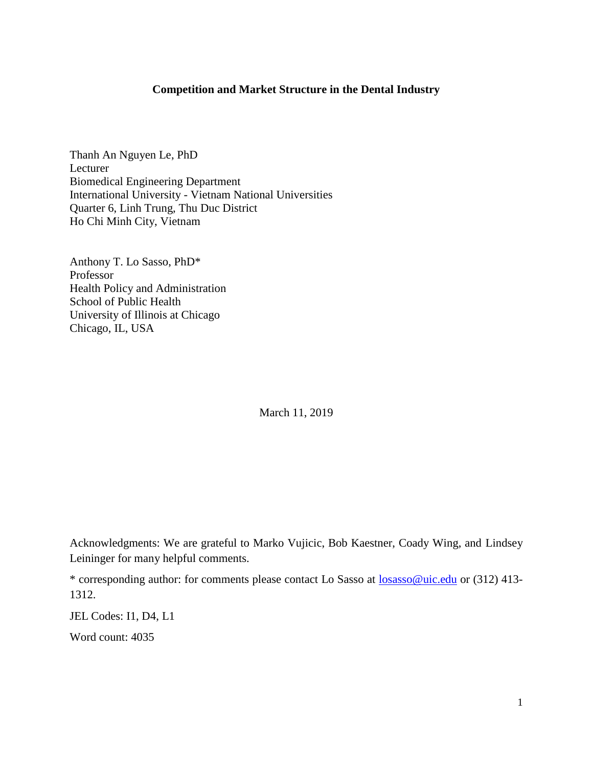**Competition and Market Structure in the Dental Industry**

Thanh An Nguyen Le, PhD
Lecturer
Biomedical Engineering Department
International University - Vietnam National Universities
Quarter 6, Linh Trung, Thu Duc District
Ho Chi Minh City, Vietnam

Anthony T. Lo Sasso, PhD*
Professor
Health Policy and Administration
School of Public Health
University of Illinois at Chicago
Chicago, IL, USA

March 11, 2019

Acknowledgments: We are grateful to Marko Vujicic, Bob Kaestner, Coady Wing, and Lindsey Leininger for many helpful comments.

* corresponding author: for comments please contact Lo Sasso at [losasso@uic.edu](mailto:losasso@uic.edu) or (312) 413-1312.

JEL Codes: I1, D4, L1

Word count: 4035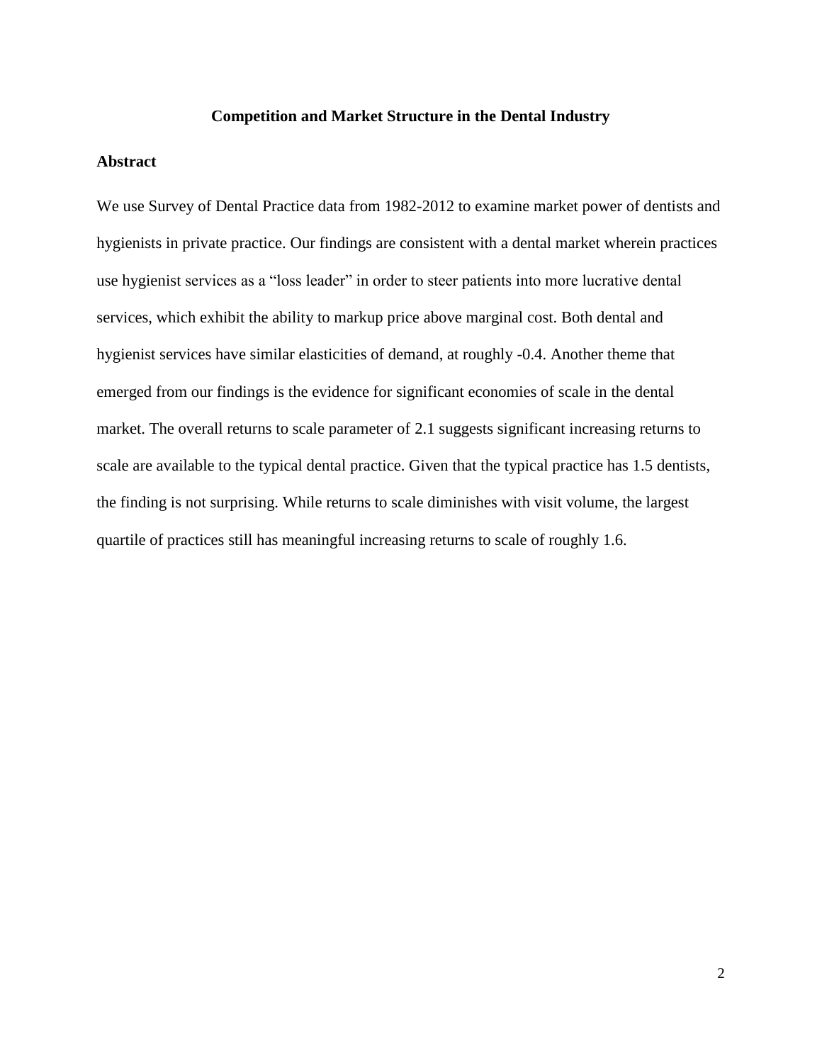# Competition and Market Structure in the Dental Industry

## Abstract

We use Survey of Dental Practice data from 1982-2012 to examine market power of dentists and hygienists in private practice. Our findings are consistent with a dental market wherein practices use hygienist services as a "loss leader" in order to steer patients into more lucrative dental services, which exhibit the ability to markup price above marginal cost. Both dental and hygienist services have similar elasticities of demand, at roughly -0.4. Another theme that emerged from our findings is the evidence for significant economies of scale in the dental market. The overall returns to scale parameter of 2.1 suggests significant increasing returns to scale are available to the typical dental practice. Given that the typical practice has 1.5 dentists, the finding is not surprising. While returns to scale diminishes with visit volume, the largest quartile of practices still has meaningful increasing returns to scale of roughly 1.6.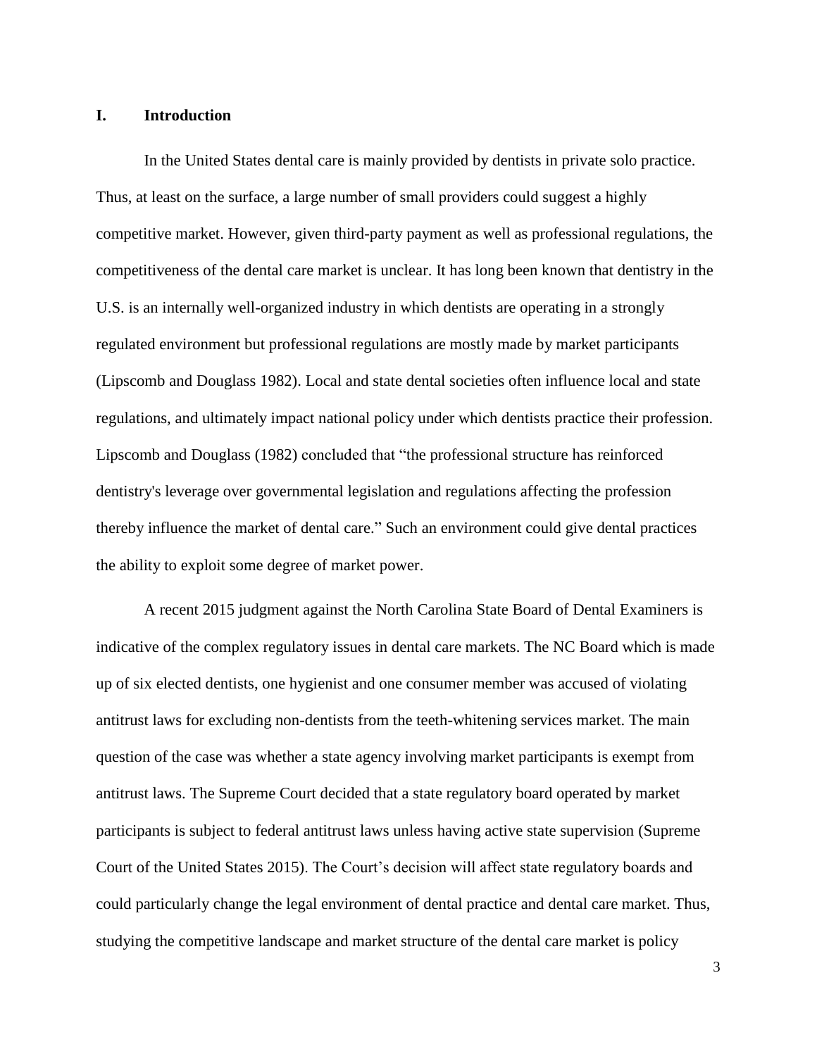## I. Introduction

In the United States dental care is mainly provided by dentists in private solo practice. Thus, at least on the surface, a large number of small providers could suggest a highly competitive market. However, given third-party payment as well as professional regulations, the competitiveness of the dental care market is unclear. It has long been known that dentistry in the U.S. is an internally well-organized industry in which dentists are operating in a strongly regulated environment but professional regulations are mostly made by market participants (Lipscomb and Douglass 1982). Local and state dental societies often influence local and state regulations, and ultimately impact national policy under which dentists practice their profession. Lipscomb and Douglass (1982) concluded that "the professional structure has reinforced dentistry's leverage over governmental legislation and regulations affecting the profession thereby influence the market of dental care." Such an environment could give dental practices the ability to exploit some degree of market power.

A recent 2015 judgment against the North Carolina State Board of Dental Examiners is indicative of the complex regulatory issues in dental care markets. The NC Board which is made up of six elected dentists, one hygienist and one consumer member was accused of violating antitrust laws for excluding non-dentists from the teeth-whitening services market. The main question of the case was whether a state agency involving market participants is exempt from antitrust laws. The Supreme Court decided that a state regulatory board operated by market participants is subject to federal antitrust laws unless having active state supervision (Supreme Court of the United States 2015). The Court's decision will affect state regulatory boards and could particularly change the legal environment of dental practice and dental care market. Thus, studying the competitive landscape and market structure of the dental care market is policy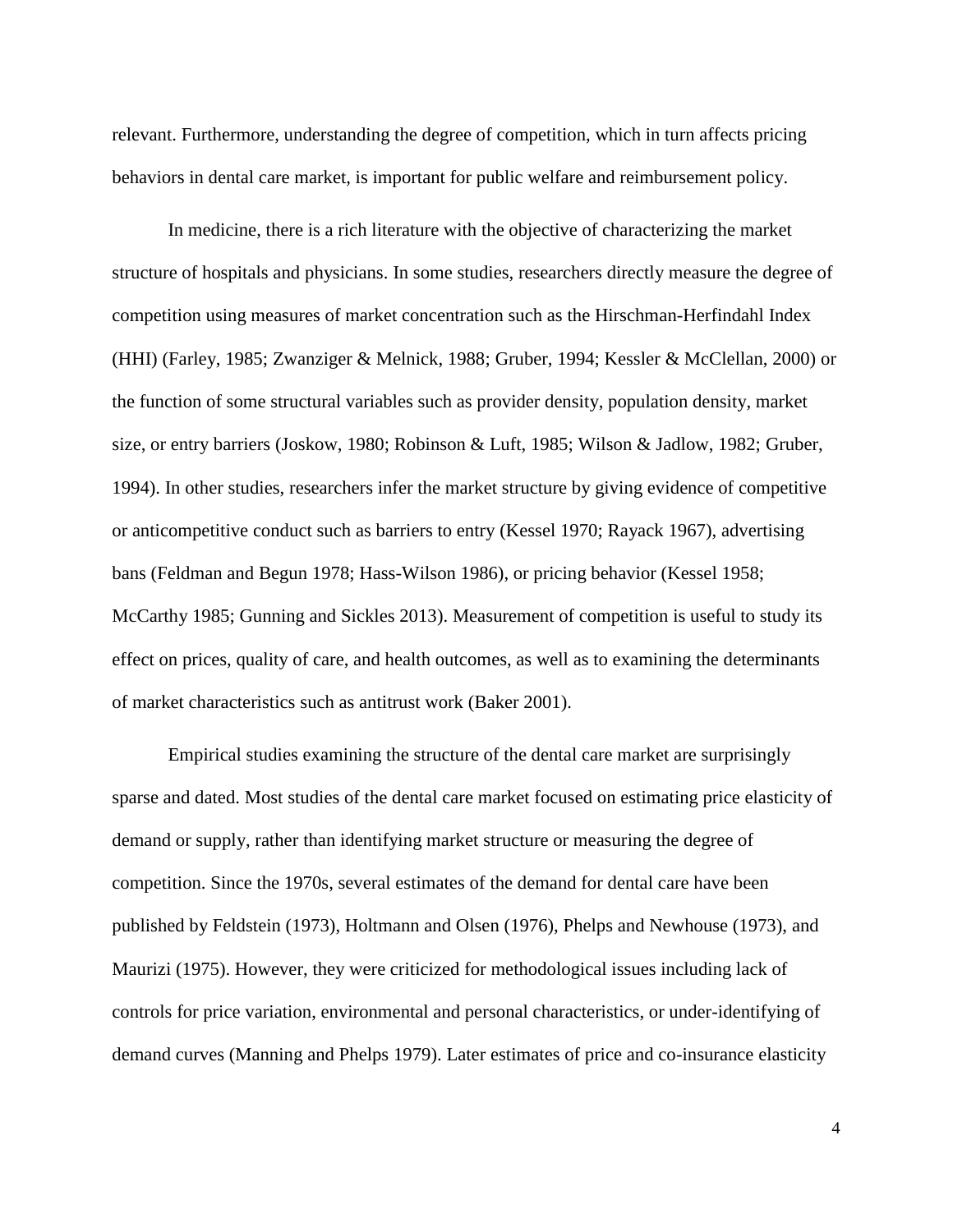relevant. Furthermore, understanding the degree of competition, which in turn affects pricing behaviors in dental care market, is important for public welfare and reimbursement policy.

In medicine, there is a rich literature with the objective of characterizing the market structure of hospitals and physicians. In some studies, researchers directly measure the degree of competition using measures of market concentration such as the Hirschman-Herfindahl Index (HHI) (Farley, 1985; Zwanziger & Melnick, 1988; Gruber, 1994; Kessler & McClellan, 2000) or the function of some structural variables such as provider density, population density, market size, or entry barriers (Joskow, 1980; Robinson & Luft, 1985; Wilson & Jadlow, 1982; Gruber, 1994). In other studies, researchers infer the market structure by giving evidence of competitive or anticompetitive conduct such as barriers to entry (Kessel 1970; Rayack 1967), advertising bans (Feldman and Begun 1978; Hass-Wilson 1986), or pricing behavior (Kessel 1958; McCarthy 1985; Gunning and Sickles 2013). Measurement of competition is useful to study its effect on prices, quality of care, and health outcomes, as well as to examining the determinants of market characteristics such as antitrust work (Baker 2001).

Empirical studies examining the structure of the dental care market are surprisingly sparse and dated. Most studies of the dental care market focused on estimating price elasticity of demand or supply, rather than identifying market structure or measuring the degree of competition. Since the 1970s, several estimates of the demand for dental care have been published by Feldstein (1973), Holtmann and Olsen (1976), Phelps and Newhouse (1973), and Maurizi (1975). However, they were criticized for methodological issues including lack of controls for price variation, environmental and personal characteristics, or under-identifying of demand curves (Manning and Phelps 1979). Later estimates of price and co-insurance elasticity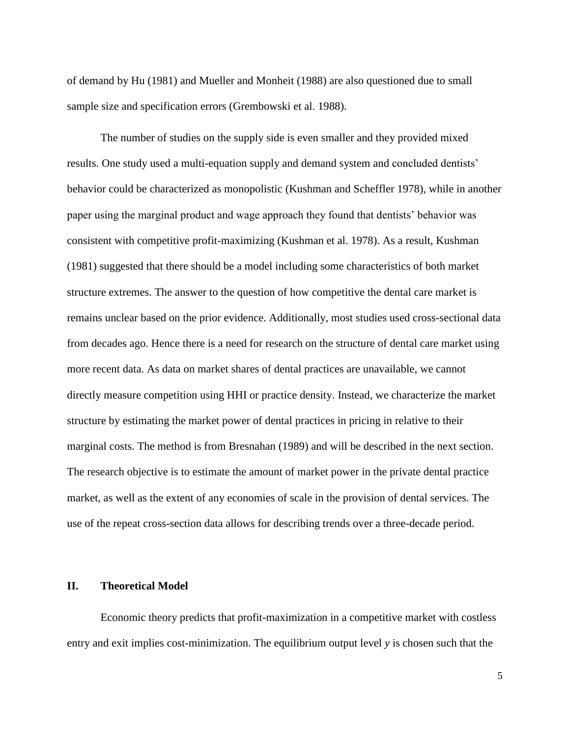of demand by Hu (1981) and Mueller and Monheit (1988) are also questioned due to small sample size and specification errors (Grembowski et al. 1988).

The number of studies on the supply side is even smaller and they provided mixed results. One study used a multi-equation supply and demand system and concluded dentists' behavior could be characterized as monopolistic (Kushman and Scheffler 1978), while in another paper using the marginal product and wage approach they found that dentists' behavior was consistent with competitive profit-maximizing (Kushman et al. 1978). As a result, Kushman (1981) suggested that there should be a model including some characteristics of both market structure extremes. The answer to the question of how competitive the dental care market is remains unclear based on the prior evidence. Additionally, most studies used cross-sectional data from decades ago. Hence there is a need for research on the structure of dental care market using more recent data. As data on market shares of dental practices are unavailable, we cannot directly measure competition using HHI or practice density. Instead, we characterize the market structure by estimating the market power of dental practices in pricing in relative to their marginal costs. The method is from Bresnahan (1989) and will be described in the next section. The research objective is to estimate the amount of market power in the private dental practice market, as well as the extent of any economies of scale in the provision of dental services. The use of the repeat cross-section data allows for describing trends over a three-decade period.

## II. Theoretical Model

Economic theory predicts that profit-maximization in a competitive market with costless entry and exit implies cost-minimization. The equilibrium output level $y$ is chosen such that the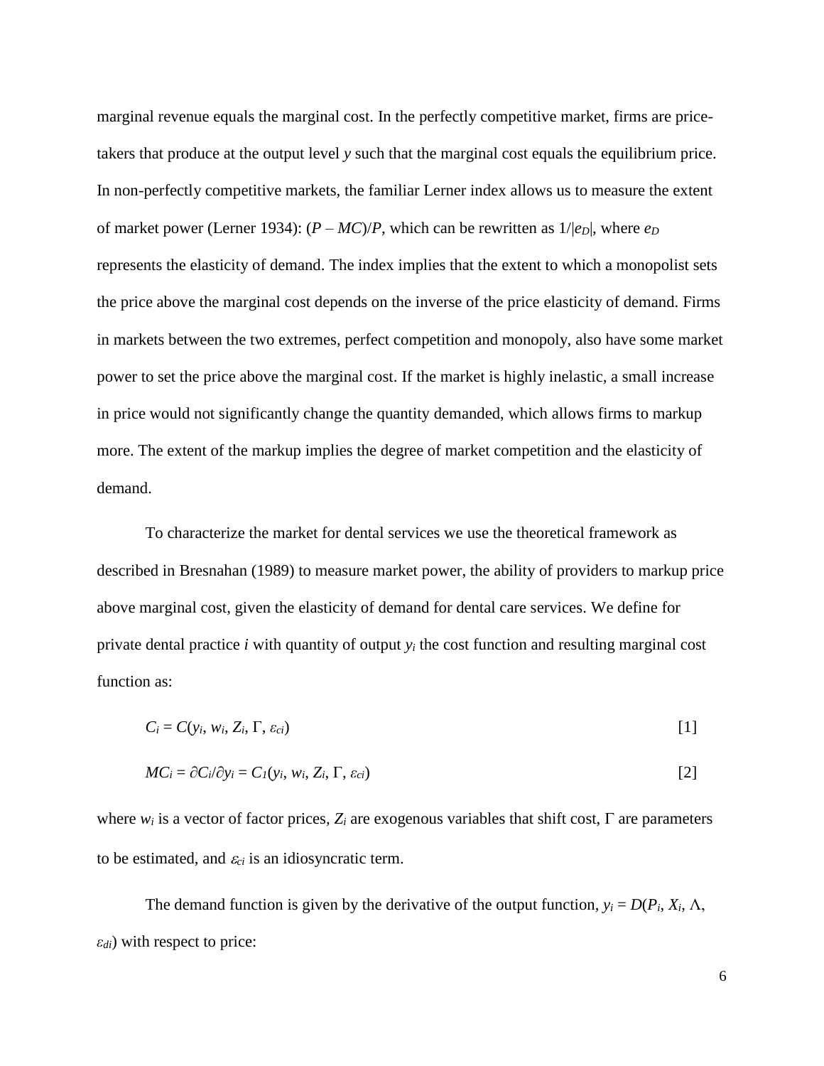marginal revenue equals the marginal cost. In the perfectly competitive market, firms are price-takers that produce at the output level $y$ such that the marginal cost equals the equilibrium price. In non-perfectly competitive markets, the familiar Lerner index allows us to measure the extent of market power (Lerner 1934): $(P – MC)/P$, which can be rewritten as $1/|e_D|$, where $e_D$ represents the elasticity of demand. The index implies that the extent to which a monopolist sets the price above the marginal cost depends on the inverse of the price elasticity of demand. Firms in markets between the two extremes, perfect competition and monopoly, also have some market power to set the price above the marginal cost. If the market is highly inelastic, a small increase in price would not significantly change the quantity demanded, which allows firms to markup more. The extent of the markup implies the degree of market competition and the elasticity of demand.

To characterize the market for dental services we use the theoretical framework as described in Bresnahan (1989) to measure market power, the ability of providers to markup price above marginal cost, given the elasticity of demand for dental care services. We define for private dental practice $i$ with quantity of output $y_i$ the cost function and resulting marginal cost function as:

$$C_i = C(y_i, w_i, Z_i, \Gamma, \varepsilon_{ci}) \tag{1}$$

$$MC_i = \partial C_i/\partial y_i = C_1(y_i, w_i, Z_i, \Gamma, \varepsilon_{ci}) \tag{2}$$

where $w_i$ is a vector of factor prices, $Z_i$ are exogenous variables that shift cost, $\Gamma$ are parameters to be estimated, and $\varepsilon_{ci}$ is an idiosyncratic term.

The demand function is given by the derivative of the output function, $y_i = D(P_i, X_i, \Lambda, \varepsilon_{di})$ with respect to price: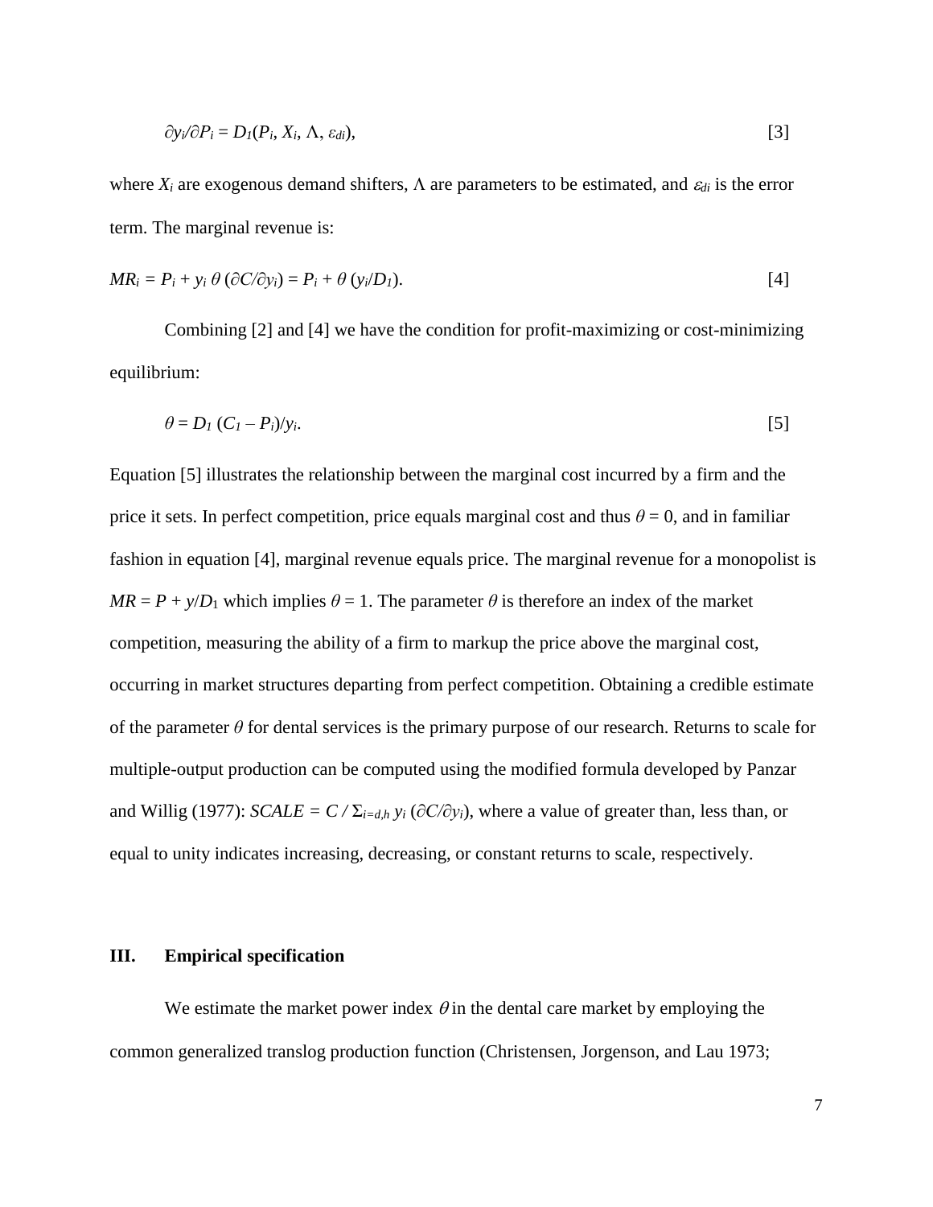$$\partial y_i/\partial P_i = D_1(P_i, X_i, \Lambda, \varepsilon_{di}), \quad [3]$$

where $X_i$ are exogenous demand shifters, $\Lambda$ are parameters to be estimated, and $\varepsilon_{di}$ is the error term. The marginal revenue is:

$$MR_i = P_i + y_i\, \theta\, (\partial C/\partial y_i) = P_i + \theta\, (y_i/D_1). \quad [4]$$

Combining [2] and [4] we have the condition for profit-maximizing or cost-minimizing equilibrium:

$$\theta = D_1\, (C_1 - P_i)/y_i. \quad [5]$$

Equation [5] illustrates the relationship between the marginal cost incurred by a firm and the price it sets. In perfect competition, price equals marginal cost and thus $\theta = 0$, and in familiar fashion in equation [4], marginal revenue equals price. The marginal revenue for a monopolist is $MR = P + y/D_1$ which implies $\theta = 1$. The parameter $\theta$ is therefore an index of the market competition, measuring the ability of a firm to markup the price above the marginal cost, occurring in market structures departing from perfect competition. Obtaining a credible estimate of the parameter $\theta$ for dental services is the primary purpose of our research. Returns to scale for multiple-output production can be computed using the modified formula developed by Panzar and Willig (1977): $SCALE = C / \Sigma_{i=d,h}\, y_i\, (\partial C/\partial y_i)$, where a value of greater than, less than, or equal to unity indicates increasing, decreasing, or constant returns to scale, respectively.

## III. Empirical specification

We estimate the market power index $\theta$ in the dental care market by employing the common generalized translog production function (Christensen, Jorgenson, and Lau 1973;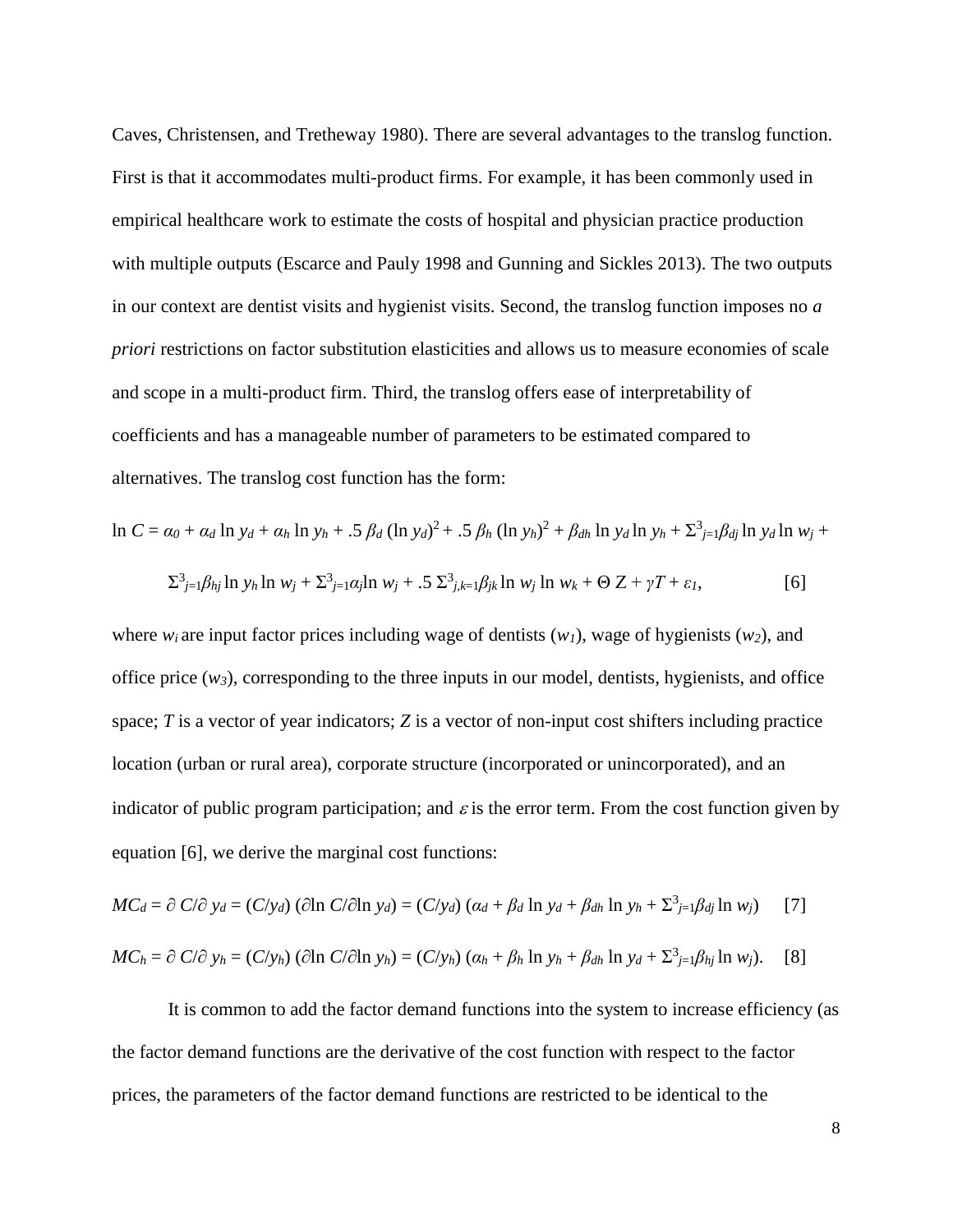Caves, Christensen, and Tretheway 1980). There are several advantages to the translog function. First is that it accommodates multi-product firms. For example, it has been commonly used in empirical healthcare work to estimate the costs of hospital and physician practice production with multiple outputs (Escarce and Pauly 1998 and Gunning and Sickles 2013). The two outputs in our context are dentist visits and hygienist visits. Second, the translog function imposes no *a priori* restrictions on factor substitution elasticities and allows us to measure economies of scale and scope in a multi-product firm. Third, the translog offers ease of interpretability of coefficients and has a manageable number of parameters to be estimated compared to alternatives. The translog cost function has the form:

$$\ln C = \alpha_0 + \alpha_d \ln y_d + \alpha_h \ln y_h + .5\, \beta_d (\ln y_d)^2 + .5\, \beta_h (\ln y_h)^2 + \beta_{dh} \ln y_d \ln y_h + \Sigma^3_{j=1}\beta_{dj} \ln y_d \ln w_j +$$

$$\Sigma^3_{j=1}\beta_{hj} \ln y_h \ln w_j + \Sigma^3_{j=1}\alpha_j \ln w_j + .5\, \Sigma^3_{j,k=1}\beta_{jk} \ln w_j \ln w_k + \Theta\, Z + \gamma T + \varepsilon_1, \qquad [6]$$

where $w_i$ are input factor prices including wage of dentists ($w_1$), wage of hygienists ($w_2$), and office price ($w_3$), corresponding to the three inputs in our model, dentists, hygienists, and office space; $T$ is a vector of year indicators; $Z$ is a vector of non-input cost shifters including practice location (urban or rural area), corporate structure (incorporated or unincorporated), and an indicator of public program participation; and $\varepsilon$ is the error term. From the cost function given by equation [6], we derive the marginal cost functions:

$$MC_d = \partial C/\partial y_d = (C/y_d)\, (\partial \ln C/\partial \ln y_d) = (C/y_d)\, (\alpha_d + \beta_d \ln y_d + \beta_{dh} \ln y_h + \Sigma^3_{j=1}\beta_{dj} \ln w_j) \qquad [7]$$

$$MC_h = \partial C/\partial y_h = (C/y_h)\, (\partial \ln C/\partial \ln y_h) = (C/y_h)\, (\alpha_h + \beta_h \ln y_h + \beta_{dh} \ln y_d + \Sigma^3_{j=1}\beta_{hj} \ln w_j). \qquad [8]$$

It is common to add the factor demand functions into the system to increase efficiency (as the factor demand functions are the derivative of the cost function with respect to the factor prices, the parameters of the factor demand functions are restricted to be identical to the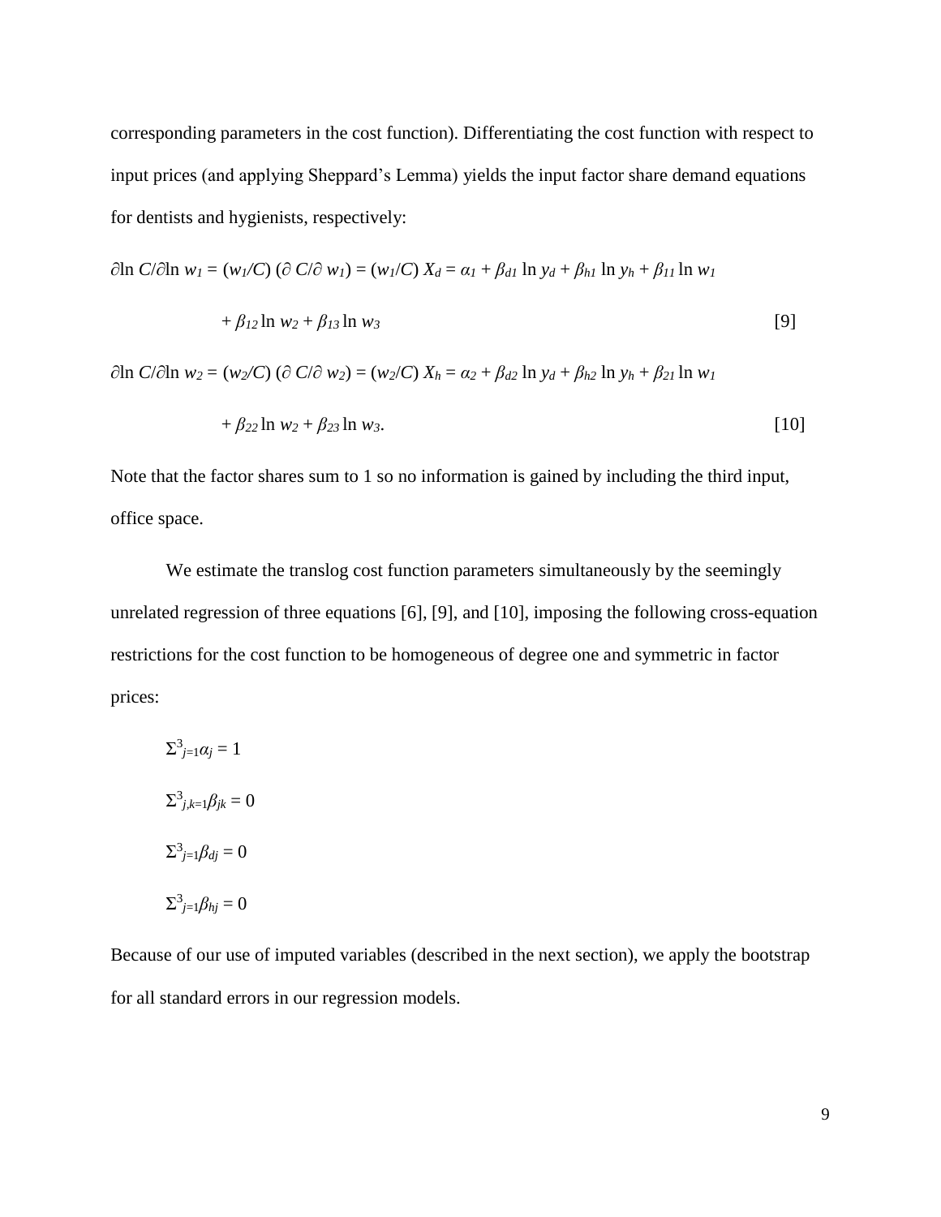corresponding parameters in the cost function). Differentiating the cost function with respect to input prices (and applying Sheppard's Lemma) yields the input factor share demand equations for dentists and hygienists, respectively:

$$\partial \ln C/\partial \ln w_1 = (w_1/C)\,(\partial C/\partial w_1) = (w_1/C)\, X_d = \alpha_1 + \beta_{d1} \ln y_d + \beta_{h1} \ln y_h + \beta_{11} \ln w_1 + \beta_{12} \ln w_2 + \beta_{13} \ln w_3 \quad [9]$$

$$\partial \ln C/\partial \ln w_2 = (w_2/C)\,(\partial C/\partial w_2) = (w_2/C)\, X_h = \alpha_2 + \beta_{d2} \ln y_d + \beta_{h2} \ln y_h + \beta_{21} \ln w_1 + \beta_{22} \ln w_2 + \beta_{23} \ln w_3. \quad [10]$$

Note that the factor shares sum to 1 so no information is gained by including the third input, office space.

We estimate the translog cost function parameters simultaneously by the seemingly unrelated regression of three equations [6], [9], and [10], imposing the following cross-equation restrictions for the cost function to be homogeneous of degree one and symmetric in factor prices:

$$\Sigma^3_{j=1}\alpha_j = 1$$

$$\Sigma^3_{j,k=1}\beta_{jk} = 0$$

$$\Sigma^3_{j=1}\beta_{dj} = 0$$

$$\Sigma^3_{j=1}\beta_{hj} = 0$$

Because of our use of imputed variables (described in the next section), we apply the bootstrap for all standard errors in our regression models.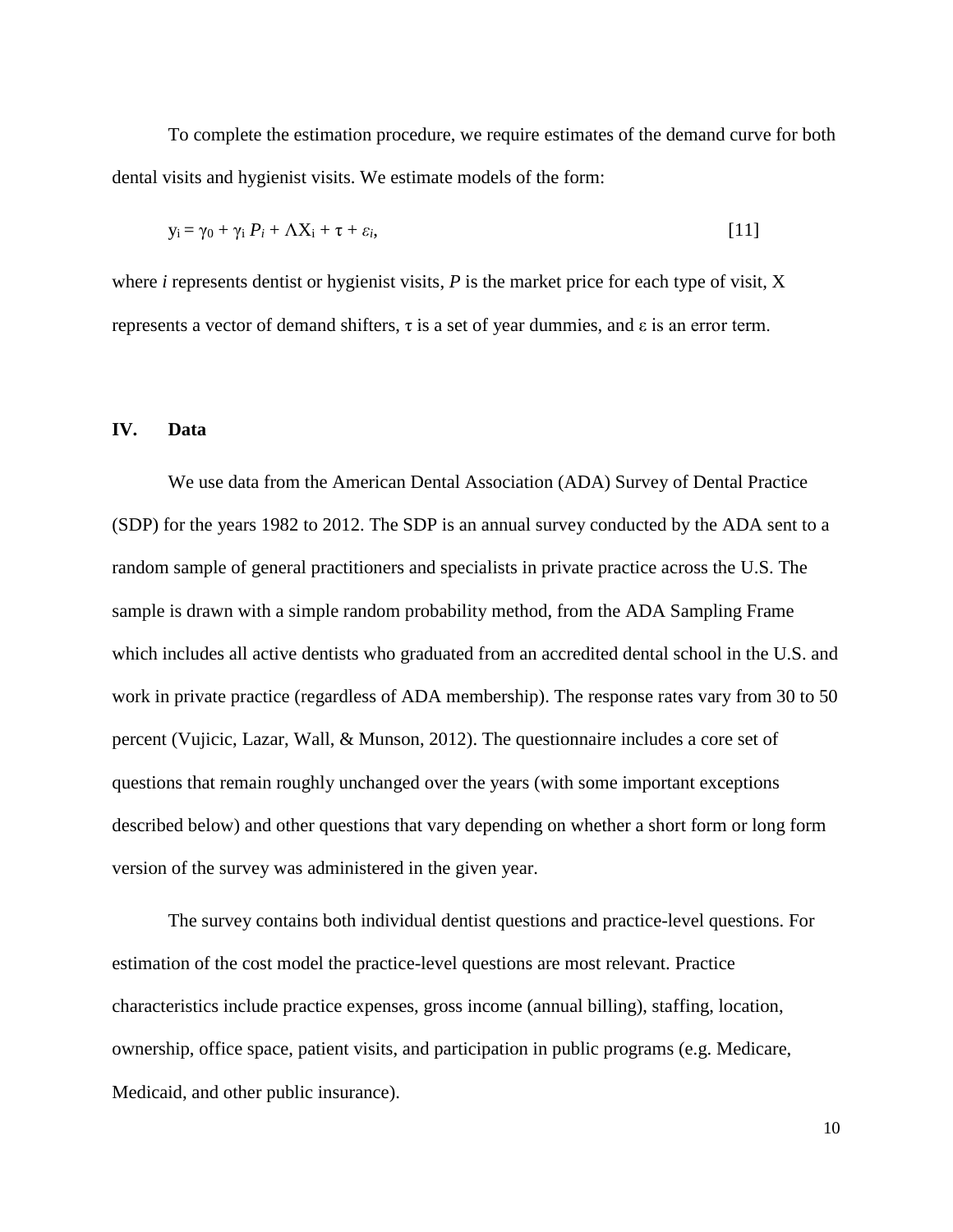To complete the estimation procedure, we require estimates of the demand curve for both dental visits and hygienist visits. We estimate models of the form:

$$y_i = \gamma_0 + \gamma_i P_i + \Lambda X_i + \tau + \varepsilon_i, \quad [11]$$

where $i$ represents dentist or hygienist visits, $P$ is the market price for each type of visit, X represents a vector of demand shifters, $\tau$ is a set of year dummies, and $\varepsilon$ is an error term.

## IV. Data

We use data from the American Dental Association (ADA) Survey of Dental Practice (SDP) for the years 1982 to 2012. The SDP is an annual survey conducted by the ADA sent to a random sample of general practitioners and specialists in private practice across the U.S. The sample is drawn with a simple random probability method, from the ADA Sampling Frame which includes all active dentists who graduated from an accredited dental school in the U.S. and work in private practice (regardless of ADA membership). The response rates vary from 30 to 50 percent (Vujicic, Lazar, Wall, & Munson, 2012). The questionnaire includes a core set of questions that remain roughly unchanged over the years (with some important exceptions described below) and other questions that vary depending on whether a short form or long form version of the survey was administered in the given year.

The survey contains both individual dentist questions and practice-level questions. For estimation of the cost model the practice-level questions are most relevant. Practice characteristics include practice expenses, gross income (annual billing), staffing, location, ownership, office space, patient visits, and participation in public programs (e.g. Medicare, Medicaid, and other public insurance).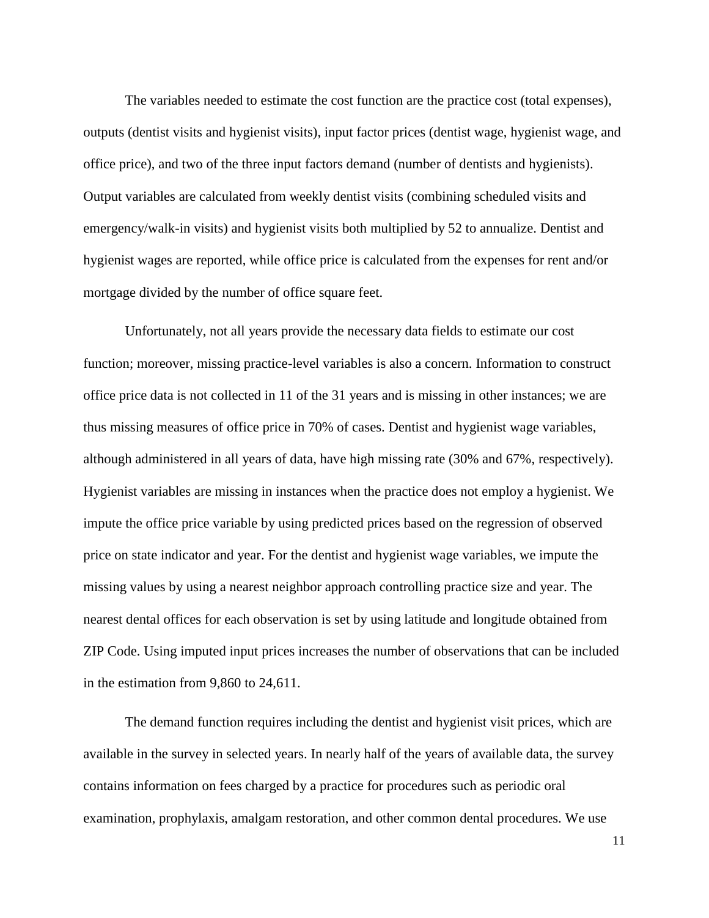The variables needed to estimate the cost function are the practice cost (total expenses), outputs (dentist visits and hygienist visits), input factor prices (dentist wage, hygienist wage, and office price), and two of the three input factors demand (number of dentists and hygienists). Output variables are calculated from weekly dentist visits (combining scheduled visits and emergency/walk-in visits) and hygienist visits both multiplied by 52 to annualize. Dentist and hygienist wages are reported, while office price is calculated from the expenses for rent and/or mortgage divided by the number of office square feet.

Unfortunately, not all years provide the necessary data fields to estimate our cost function; moreover, missing practice-level variables is also a concern. Information to construct office price data is not collected in 11 of the 31 years and is missing in other instances; we are thus missing measures of office price in 70% of cases. Dentist and hygienist wage variables, although administered in all years of data, have high missing rate (30% and 67%, respectively). Hygienist variables are missing in instances when the practice does not employ a hygienist. We impute the office price variable by using predicted prices based on the regression of observed price on state indicator and year. For the dentist and hygienist wage variables, we impute the missing values by using a nearest neighbor approach controlling practice size and year. The nearest dental offices for each observation is set by using latitude and longitude obtained from ZIP Code. Using imputed input prices increases the number of observations that can be included in the estimation from 9,860 to 24,611.

The demand function requires including the dentist and hygienist visit prices, which are available in the survey in selected years. In nearly half of the years of available data, the survey contains information on fees charged by a practice for procedures such as periodic oral examination, prophylaxis, amalgam restoration, and other common dental procedures. We use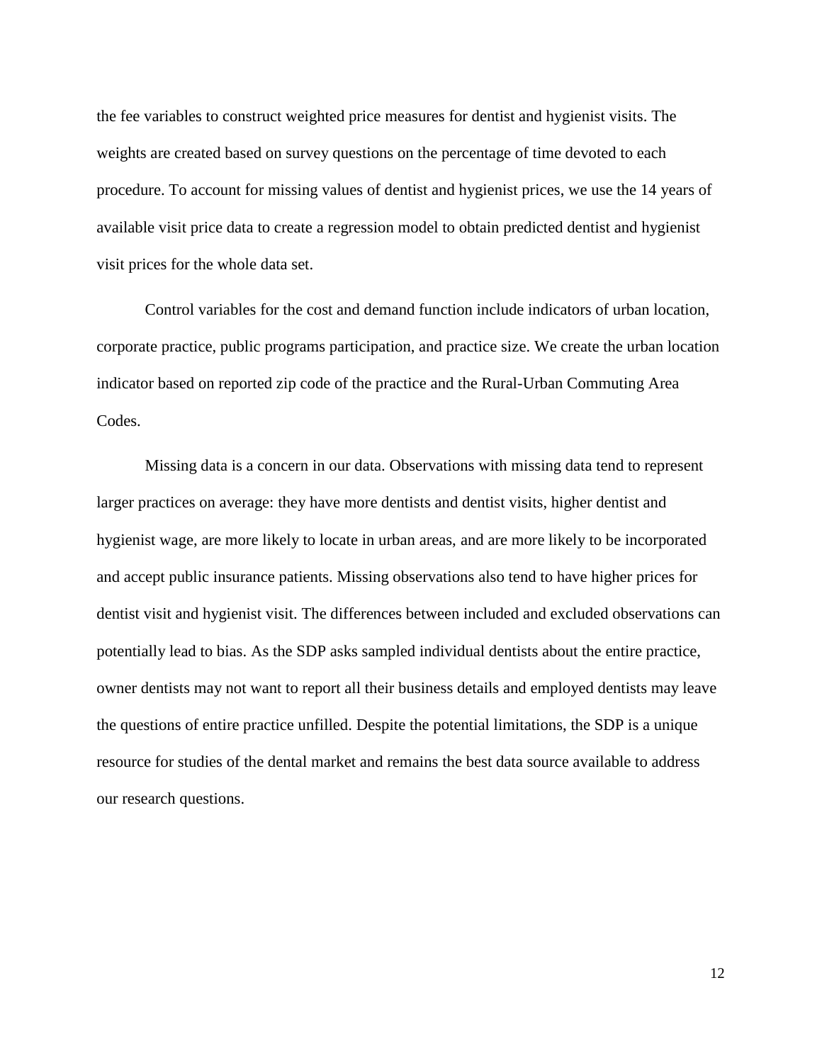the fee variables to construct weighted price measures for dentist and hygienist visits. The weights are created based on survey questions on the percentage of time devoted to each procedure. To account for missing values of dentist and hygienist prices, we use the 14 years of available visit price data to create a regression model to obtain predicted dentist and hygienist visit prices for the whole data set.

Control variables for the cost and demand function include indicators of urban location, corporate practice, public programs participation, and practice size. We create the urban location indicator based on reported zip code of the practice and the Rural-Urban Commuting Area Codes.

Missing data is a concern in our data. Observations with missing data tend to represent larger practices on average: they have more dentists and dentist visits, higher dentist and hygienist wage, are more likely to locate in urban areas, and are more likely to be incorporated and accept public insurance patients. Missing observations also tend to have higher prices for dentist visit and hygienist visit. The differences between included and excluded observations can potentially lead to bias. As the SDP asks sampled individual dentists about the entire practice, owner dentists may not want to report all their business details and employed dentists may leave the questions of entire practice unfilled. Despite the potential limitations, the SDP is a unique resource for studies of the dental market and remains the best data source available to address our research questions.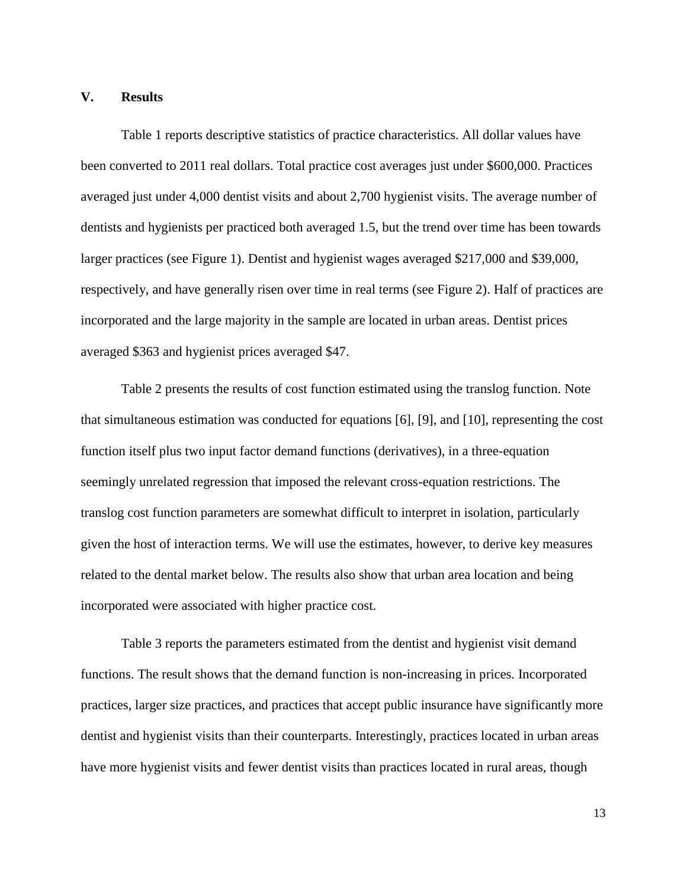## V. Results

Table 1 reports descriptive statistics of practice characteristics. All dollar values have been converted to 2011 real dollars. Total practice cost averages just under $600,000. Practices averaged just under 4,000 dentist visits and about 2,700 hygienist visits. The average number of dentists and hygienists per practiced both averaged 1.5, but the trend over time has been towards larger practices (see Figure 1). Dentist and hygienist wages averaged $217,000 and $39,000, respectively, and have generally risen over time in real terms (see Figure 2). Half of practices are incorporated and the large majority in the sample are located in urban areas. Dentist prices averaged $363 and hygienist prices averaged $47.

Table 2 presents the results of cost function estimated using the translog function. Note that simultaneous estimation was conducted for equations [6], [9], and [10], representing the cost function itself plus two input factor demand functions (derivatives), in a three-equation seemingly unrelated regression that imposed the relevant cross-equation restrictions. The translog cost function parameters are somewhat difficult to interpret in isolation, particularly given the host of interaction terms. We will use the estimates, however, to derive key measures related to the dental market below. The results also show that urban area location and being incorporated were associated with higher practice cost.

Table 3 reports the parameters estimated from the dentist and hygienist visit demand functions. The result shows that the demand function is non-increasing in prices. Incorporated practices, larger size practices, and practices that accept public insurance have significantly more dentist and hygienist visits than their counterparts. Interestingly, practices located in urban areas have more hygienist visits and fewer dentist visits than practices located in rural areas, though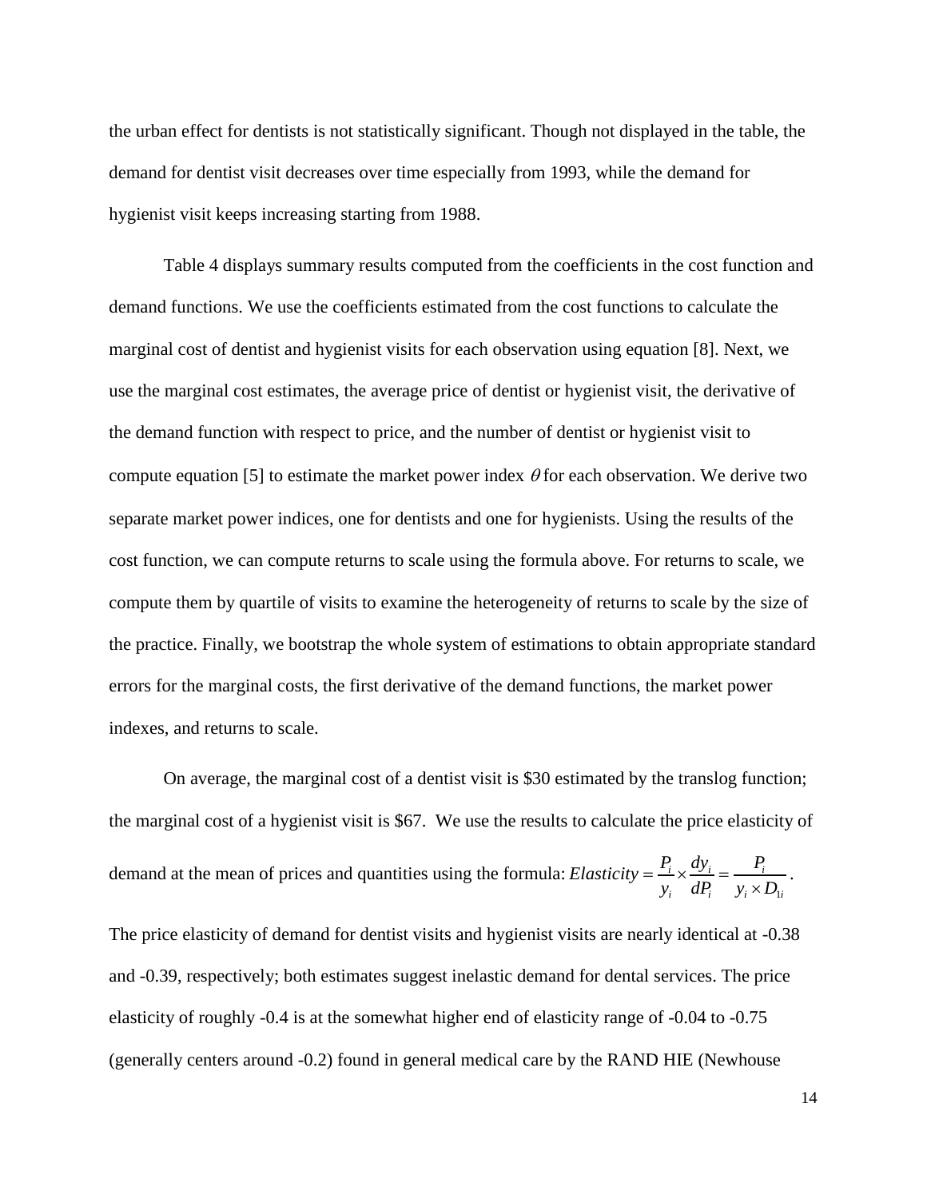the urban effect for dentists is not statistically significant. Though not displayed in the table, the demand for dentist visit decreases over time especially from 1993, while the demand for hygienist visit keeps increasing starting from 1988.

Table 4 displays summary results computed from the coefficients in the cost function and demand functions. We use the coefficients estimated from the cost functions to calculate the marginal cost of dentist and hygienist visits for each observation using equation [8]. Next, we use the marginal cost estimates, the average price of dentist or hygienist visit, the derivative of the demand function with respect to price, and the number of dentist or hygienist visit to compute equation [5] to estimate the market power index $\theta$ for each observation. We derive two separate market power indices, one for dentists and one for hygienists. Using the results of the cost function, we can compute returns to scale using the formula above. For returns to scale, we compute them by quartile of visits to examine the heterogeneity of returns to scale by the size of the practice. Finally, we bootstrap the whole system of estimations to obtain appropriate standard errors for the marginal costs, the first derivative of the demand functions, the market power indexes, and returns to scale.

On average, the marginal cost of a dentist visit is \$30 estimated by the translog function; the marginal cost of a hygienist visit is \$67. We use the results to calculate the price elasticity of demand at the mean of prices and quantities using the formula: $Elasticity = \frac{P_i}{y_i} \times \frac{dy_i}{dP_i} = \frac{P_i}{y_i \times D_{1i}}$.

The price elasticity of demand for dentist visits and hygienist visits are nearly identical at -0.38 and -0.39, respectively; both estimates suggest inelastic demand for dental services. The price elasticity of roughly -0.4 is at the somewhat higher end of elasticity range of -0.04 to -0.75 (generally centers around -0.2) found in general medical care by the RAND HIE (Newhouse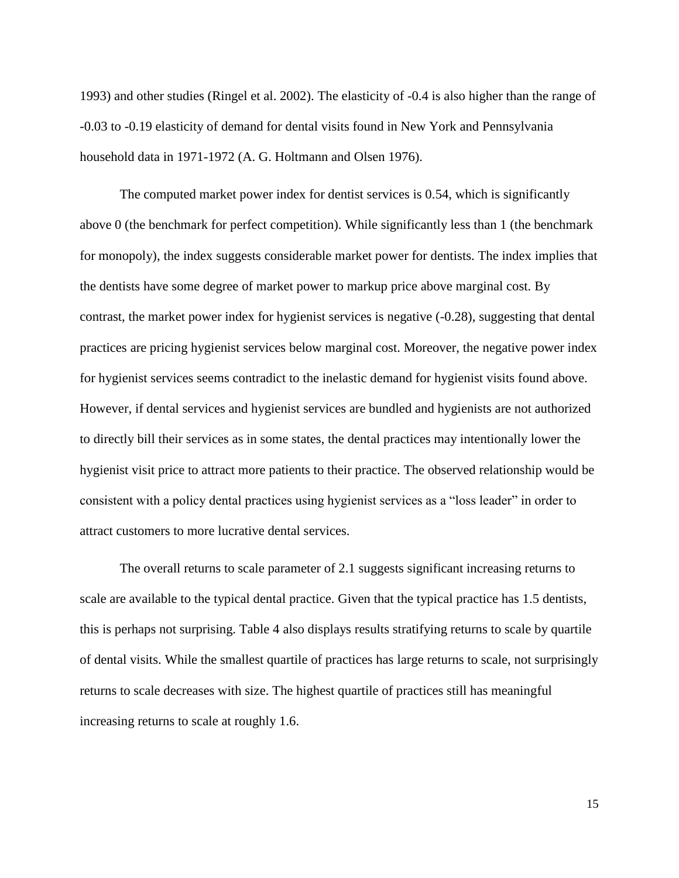1993) and other studies (Ringel et al. 2002). The elasticity of -0.4 is also higher than the range of -0.03 to -0.19 elasticity of demand for dental visits found in New York and Pennsylvania household data in 1971-1972 (A. G. Holtmann and Olsen 1976).

The computed market power index for dentist services is 0.54, which is significantly above 0 (the benchmark for perfect competition). While significantly less than 1 (the benchmark for monopoly), the index suggests considerable market power for dentists. The index implies that the dentists have some degree of market power to markup price above marginal cost. By contrast, the market power index for hygienist services is negative (-0.28), suggesting that dental practices are pricing hygienist services below marginal cost. Moreover, the negative power index for hygienist services seems contradict to the inelastic demand for hygienist visits found above. However, if dental services and hygienist services are bundled and hygienists are not authorized to directly bill their services as in some states, the dental practices may intentionally lower the hygienist visit price to attract more patients to their practice. The observed relationship would be consistent with a policy dental practices using hygienist services as a "loss leader" in order to attract customers to more lucrative dental services.

The overall returns to scale parameter of 2.1 suggests significant increasing returns to scale are available to the typical dental practice. Given that the typical practice has 1.5 dentists, this is perhaps not surprising. Table 4 also displays results stratifying returns to scale by quartile of dental visits. While the smallest quartile of practices has large returns to scale, not surprisingly returns to scale decreases with size. The highest quartile of practices still has meaningful increasing returns to scale at roughly 1.6.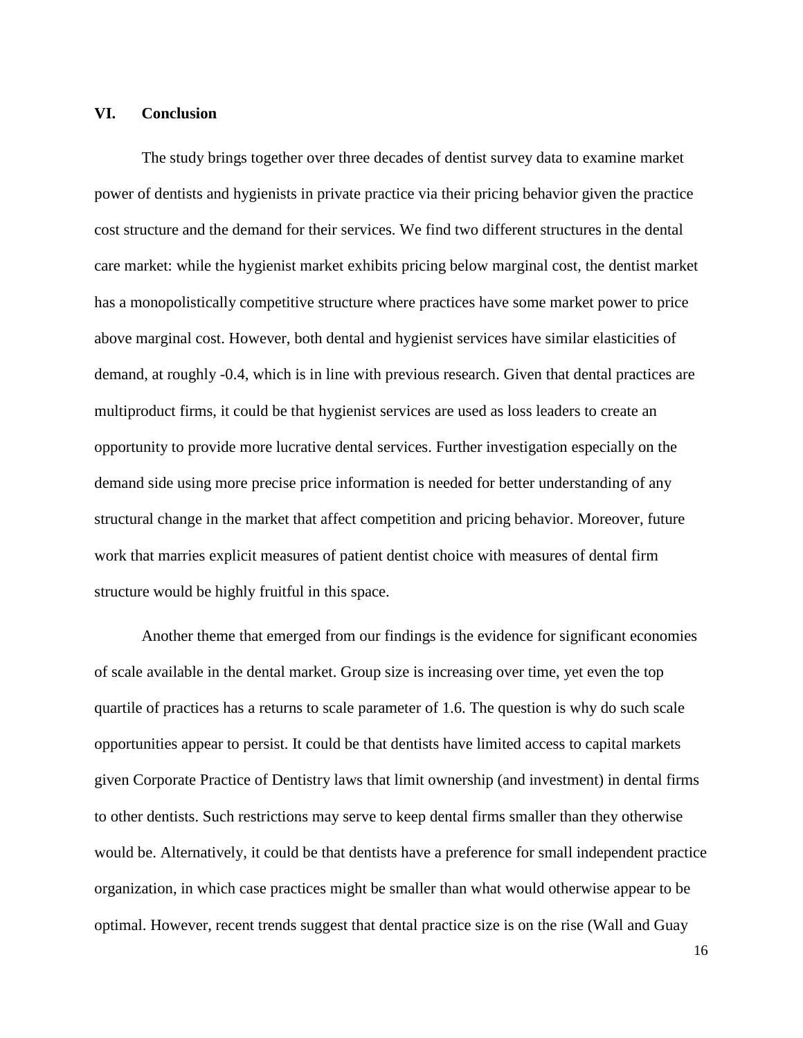## VI. Conclusion

The study brings together over three decades of dentist survey data to examine market power of dentists and hygienists in private practice via their pricing behavior given the practice cost structure and the demand for their services. We find two different structures in the dental care market: while the hygienist market exhibits pricing below marginal cost, the dentist market has a monopolistically competitive structure where practices have some market power to price above marginal cost. However, both dental and hygienist services have similar elasticities of demand, at roughly -0.4, which is in line with previous research. Given that dental practices are multiproduct firms, it could be that hygienist services are used as loss leaders to create an opportunity to provide more lucrative dental services. Further investigation especially on the demand side using more precise price information is needed for better understanding of any structural change in the market that affect competition and pricing behavior. Moreover, future work that marries explicit measures of patient dentist choice with measures of dental firm structure would be highly fruitful in this space.

Another theme that emerged from our findings is the evidence for significant economies of scale available in the dental market. Group size is increasing over time, yet even the top quartile of practices has a returns to scale parameter of 1.6. The question is why do such scale opportunities appear to persist. It could be that dentists have limited access to capital markets given Corporate Practice of Dentistry laws that limit ownership (and investment) in dental firms to other dentists. Such restrictions may serve to keep dental firms smaller than they otherwise would be. Alternatively, it could be that dentists have a preference for small independent practice organization, in which case practices might be smaller than what would otherwise appear to be optimal. However, recent trends suggest that dental practice size is on the rise (Wall and Guay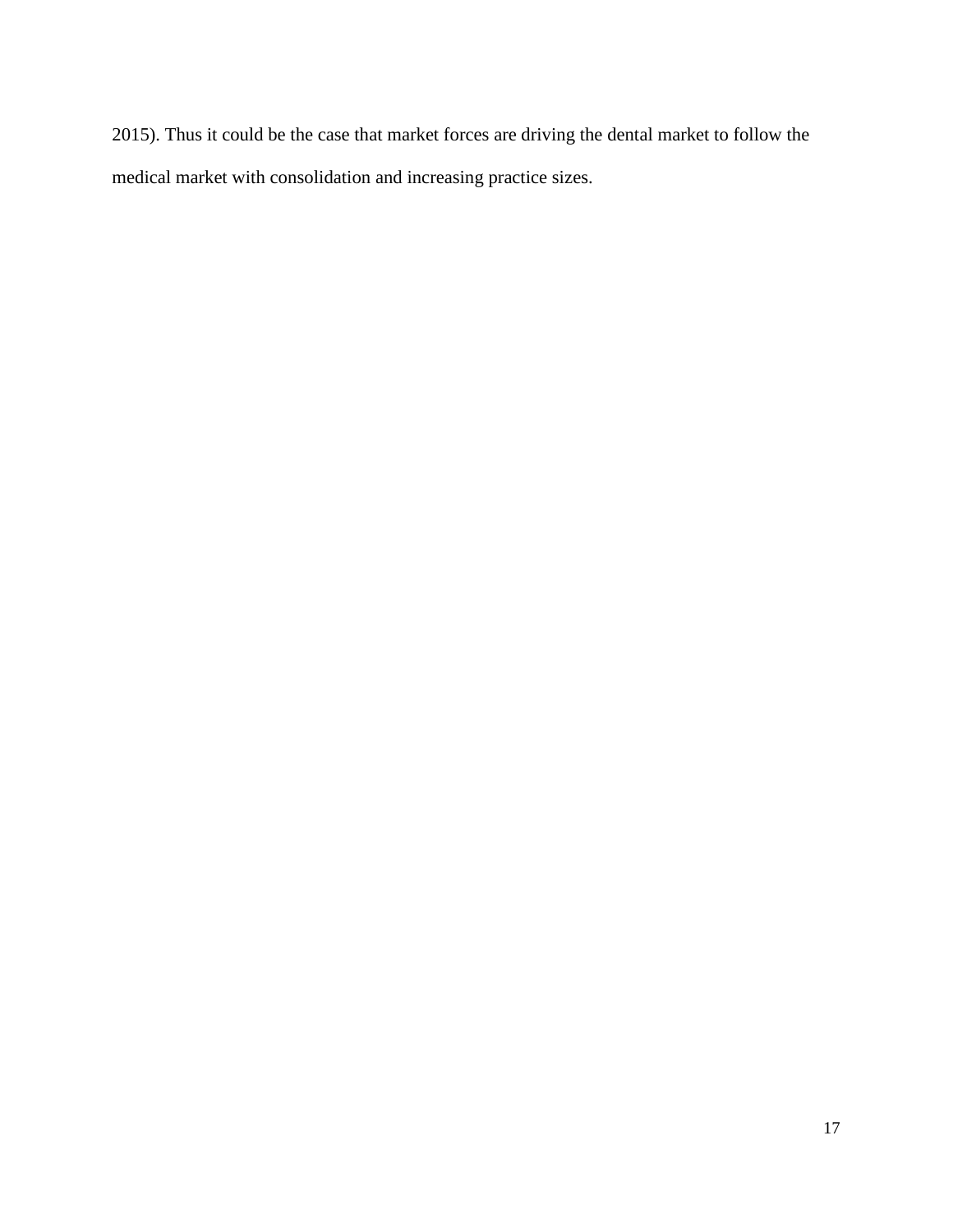2015). Thus it could be the case that market forces are driving the dental market to follow the medical market with consolidation and increasing practice sizes.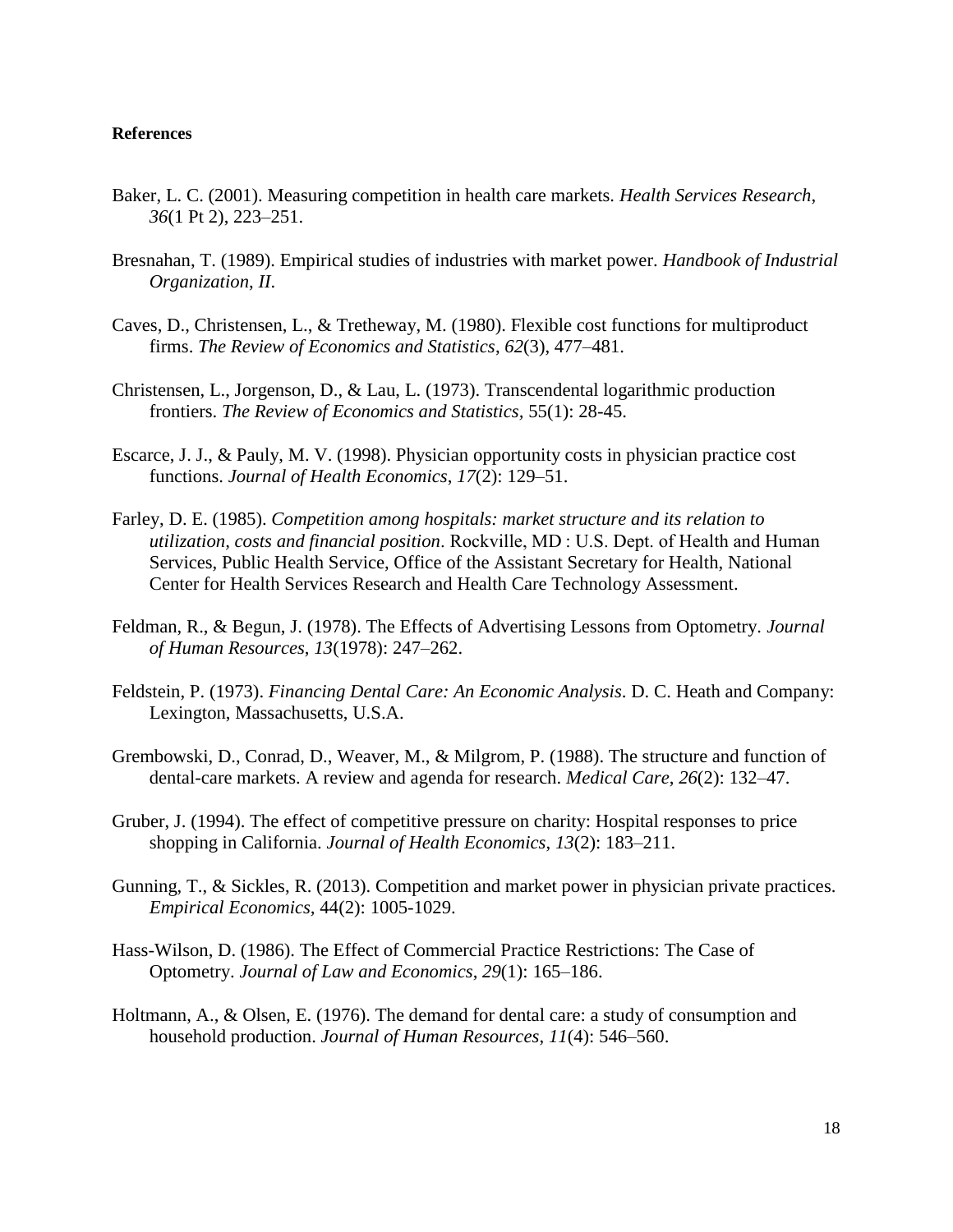**References**

Baker, L. C. (2001). Measuring competition in health care markets. *Health Services Research*, *36*(1 Pt 2), 223–251.

Bresnahan, T. (1989). Empirical studies of industries with market power. *Handbook of Industrial Organization*, *II*.

Caves, D., Christensen, L., & Tretheway, M. (1980). Flexible cost functions for multiproduct firms. *The Review of Economics and Statistics*, *62*(3), 477–481.

Christensen, L., Jorgenson, D., & Lau, L. (1973). Transcendental logarithmic production frontiers. *The Review of Economics and Statistics,* 55(1): 28-45.

Escarce, J. J., & Pauly, M. V. (1998). Physician opportunity costs in physician practice cost functions. *Journal of Health Economics*, *17*(2): 129–51.

Farley, D. E. (1985). *Competition among hospitals: market structure and its relation to utilization, costs and financial position*. Rockville, MD : U.S. Dept. of Health and Human Services, Public Health Service, Office of the Assistant Secretary for Health, National Center for Health Services Research and Health Care Technology Assessment.

Feldman, R., & Begun, J. (1978). The Effects of Advertising Lessons from Optometry. *Journal of Human Resources*, *13*(1978): 247–262.

Feldstein, P. (1973). *Financing Dental Care: An Economic Analysis*. D. C. Heath and Company: Lexington, Massachusetts, U.S.A.

Grembowski, D., Conrad, D., Weaver, M., & Milgrom, P. (1988). The structure and function of dental-care markets. A review and agenda for research. *Medical Care*, *26*(2): 132–47.

Gruber, J. (1994). The effect of competitive pressure on charity: Hospital responses to price shopping in California. *Journal of Health Economics*, *13*(2): 183–211.

Gunning, T., & Sickles, R. (2013). Competition and market power in physician private practices. *Empirical Economics,* 44(2): 1005-1029.

Hass-Wilson, D. (1986). The Effect of Commercial Practice Restrictions: The Case of Optometry. *Journal of Law and Economics*, *29*(1): 165–186.

Holtmann, A., & Olsen, E. (1976). The demand for dental care: a study of consumption and household production. *Journal of Human Resources*, *11*(4): 546–560.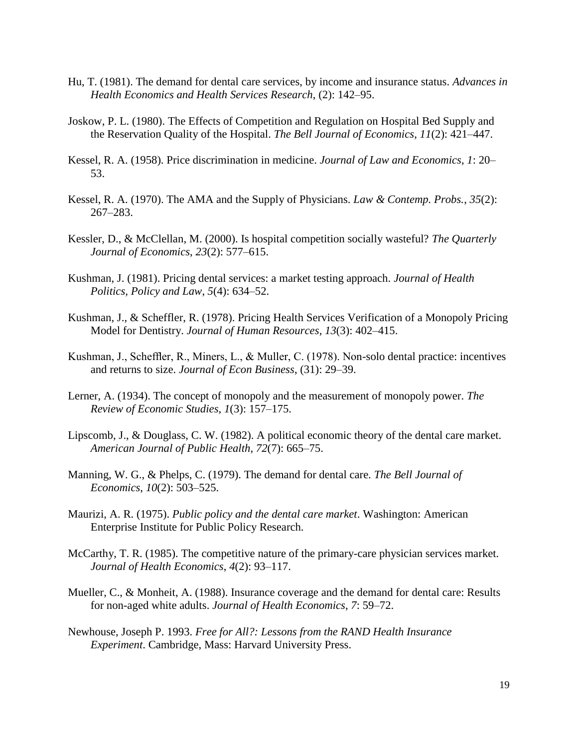Hu, T. (1981). The demand for dental care services, by income and insurance status. *Advances in Health Economics and Health Services Research*, (2): 142–95.

Joskow, P. L. (1980). The Effects of Competition and Regulation on Hospital Bed Supply and the Reservation Quality of the Hospital. *The Bell Journal of Economics*, *11*(2): 421–447.

Kessel, R. A. (1958). Price discrimination in medicine. *Journal of Law and Economics*, *1*: 20–53.

Kessel, R. A. (1970). The AMA and the Supply of Physicians. *Law & Contemp. Probs.*, *35*(2): 267–283.

Kessler, D., & McClellan, M. (2000). Is hospital competition socially wasteful? *The Quarterly Journal of Economics*, *23*(2): 577–615.

Kushman, J. (1981). Pricing dental services: a market testing approach. *Journal of Health Politics, Policy and Law*, *5*(4): 634–52.

Kushman, J., & Scheffler, R. (1978). Pricing Health Services Verification of a Monopoly Pricing Model for Dentistry. *Journal of Human Resources*, *13*(3): 402–415.

Kushman, J., Scheffler, R., Miners, L., & Muller, C. (1978). Non-solo dental practice: incentives and returns to size. *Journal of Econ Business*, (31): 29–39.

Lerner, A. (1934). The concept of monopoly and the measurement of monopoly power. *The Review of Economic Studies*, *1*(3): 157–175.

Lipscomb, J., & Douglass, C. W. (1982). A political economic theory of the dental care market. *American Journal of Public Health*, *72*(7): 665–75.

Manning, W. G., & Phelps, C. (1979). The demand for dental care. *The Bell Journal of Economics*, *10*(2): 503–525.

Maurizi, A. R. (1975). *Public policy and the dental care market*. Washington: American Enterprise Institute for Public Policy Research.

McCarthy, T. R. (1985). The competitive nature of the primary-care physician services market. *Journal of Health Economics*, *4*(2): 93–117.

Mueller, C., & Monheit, A. (1988). Insurance coverage and the demand for dental care: Results for non-aged white adults. *Journal of Health Economics*, *7*: 59–72.

Newhouse, Joseph P. 1993. *Free for All?: Lessons from the RAND Health Insurance Experiment*. Cambridge, Mass: Harvard University Press.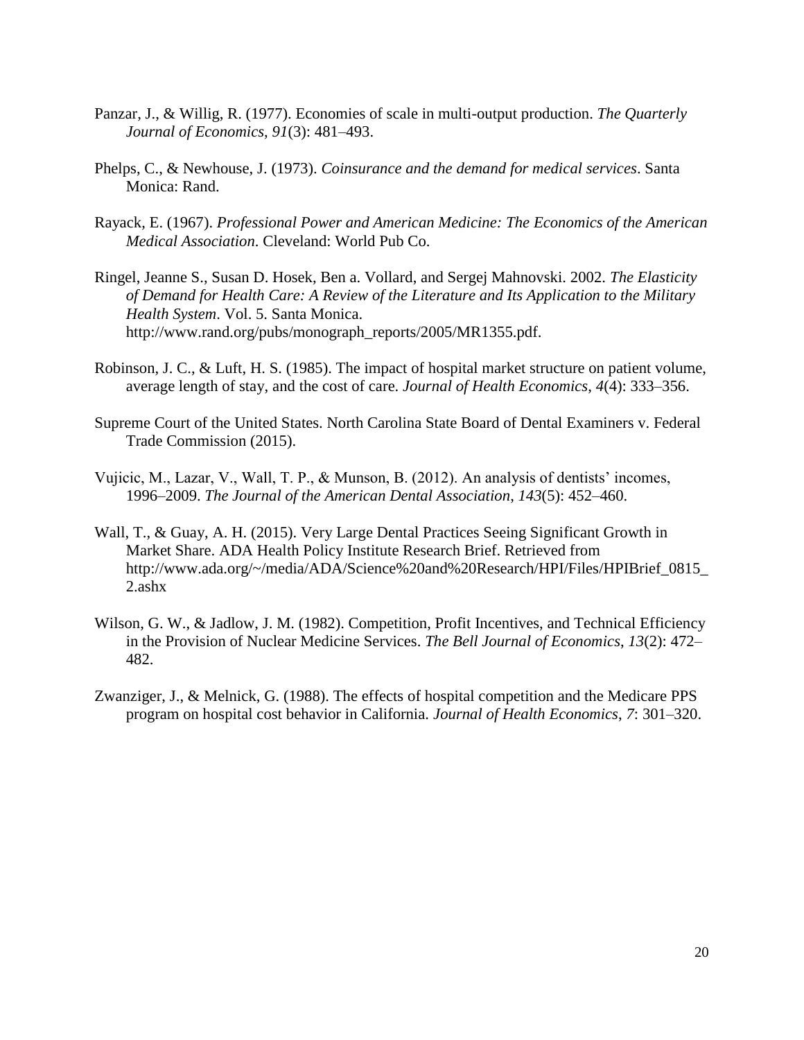Panzar, J., & Willig, R. (1977). Economies of scale in multi-output production. *The Quarterly Journal of Economics*, *91*(3): 481–493.

Phelps, C., & Newhouse, J. (1973). *Coinsurance and the demand for medical services*. Santa Monica: Rand.

Rayack, E. (1967). *Professional Power and American Medicine: The Economics of the American Medical Association*. Cleveland: World Pub Co.

Ringel, Jeanne S., Susan D. Hosek, Ben a. Vollard, and Sergej Mahnovski. 2002. *The Elasticity of Demand for Health Care: A Review of the Literature and Its Application to the Military Health System*. Vol. 5. Santa Monica. http://www.rand.org/pubs/monograph_reports/2005/MR1355.pdf.

Robinson, J. C., & Luft, H. S. (1985). The impact of hospital market structure on patient volume, average length of stay, and the cost of care. *Journal of Health Economics*, *4*(4): 333–356.

Supreme Court of the United States. North Carolina State Board of Dental Examiners v. Federal Trade Commission (2015).

Vujicic, M., Lazar, V., Wall, T. P., & Munson, B. (2012). An analysis of dentists' incomes, 1996–2009. *The Journal of the American Dental Association*, *143*(5): 452–460.

Wall, T., & Guay, A. H. (2015). Very Large Dental Practices Seeing Significant Growth in Market Share. ADA Health Policy Institute Research Brief. Retrieved from http://www.ada.org/~/media/ADA/Science%20and%20Research/HPI/Files/HPIBrief_0815_2.ashx

Wilson, G. W., & Jadlow, J. M. (1982). Competition, Profit Incentives, and Technical Efficiency in the Provision of Nuclear Medicine Services. *The Bell Journal of Economics*, *13*(2): 472–482.

Zwanziger, J., & Melnick, G. (1988). The effects of hospital competition and the Medicare PPS program on hospital cost behavior in California. *Journal of Health Economics*, *7*: 301–320.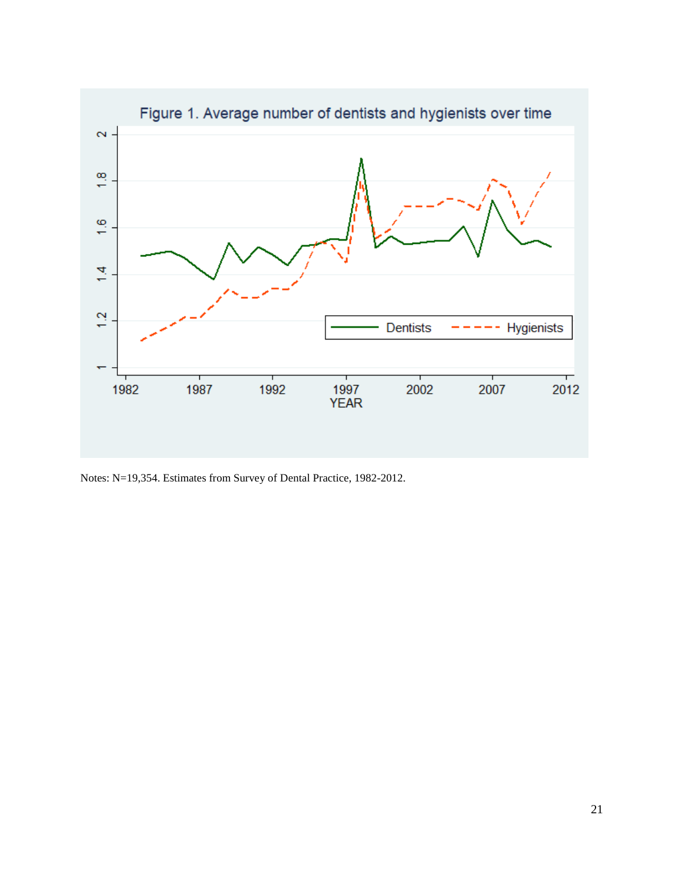Figure 1. Average number of dentists and hygienists over time

Notes: N=19,354. Estimates from Survey of Dental Practice, 1982-2012.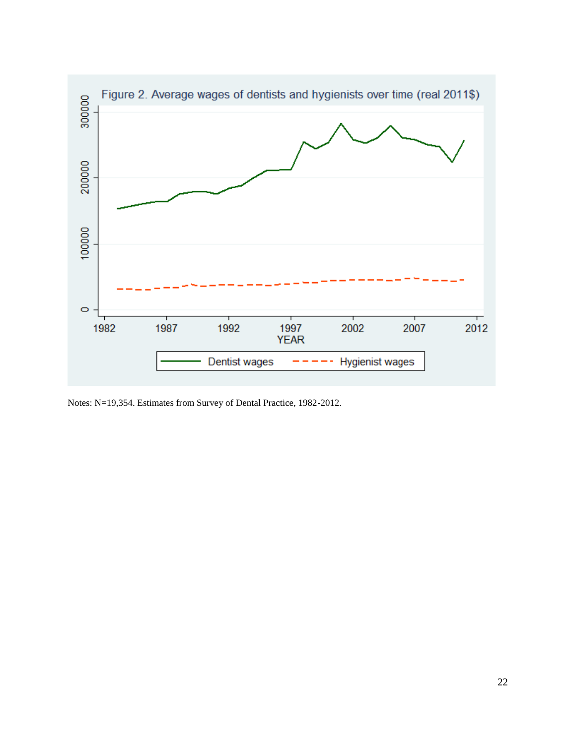Figure 2. Average wages of dentists and hygienists over time (real 2011$)

Notes: N=19,354. Estimates from Survey of Dental Practice, 1982-2012.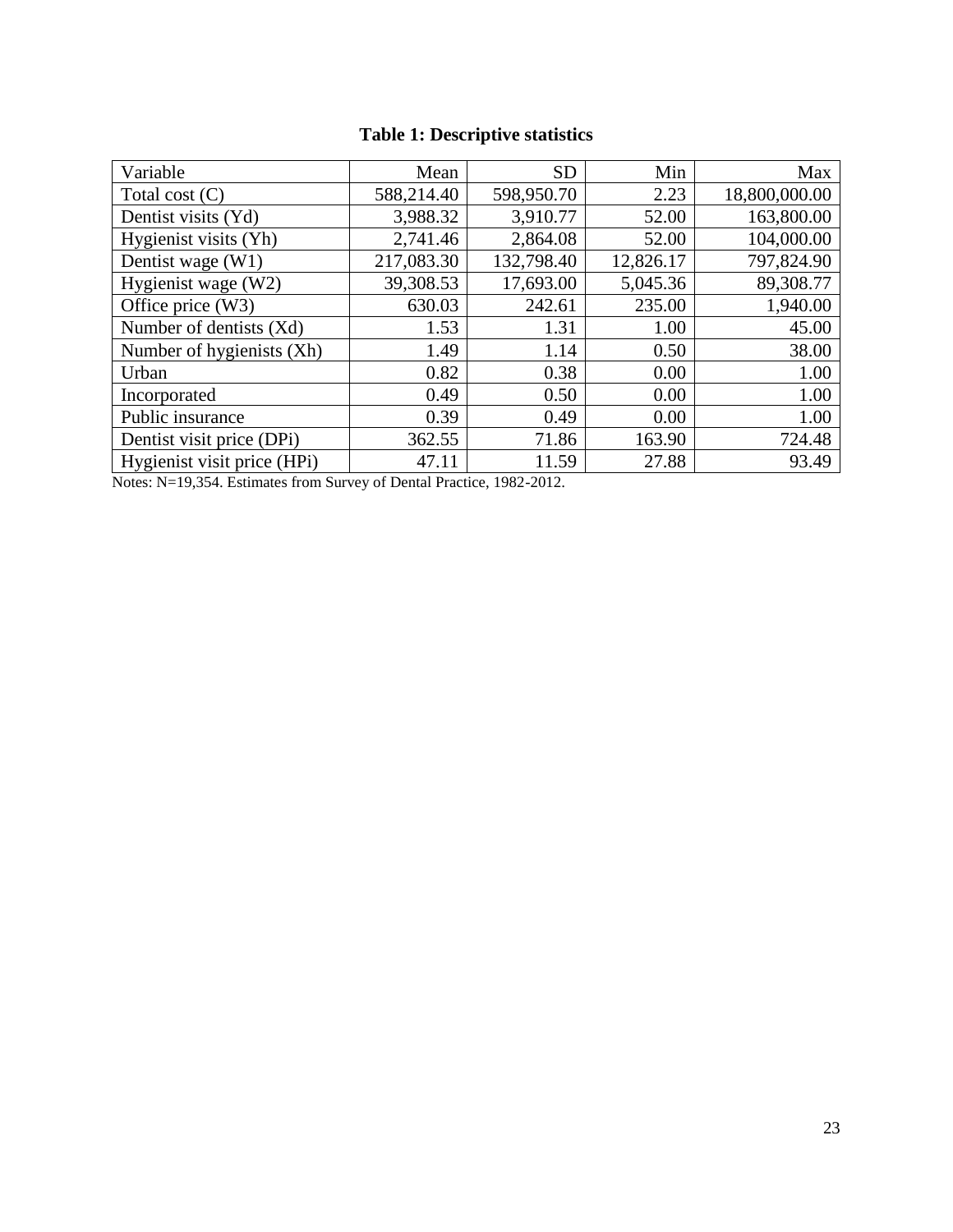**Table 1: Descriptive statistics**

| Variable | Mean | SD | Min | Max |
|---|---|---|---|---|
| Total cost (C) | 588,214.40 | 598,950.70 | 2.23 | 18,800,000.00 |
| Dentist visits (Yd) | 3,988.32 | 3,910.77 | 52.00 | 163,800.00 |
| Hygienist visits (Yh) | 2,741.46 | 2,864.08 | 52.00 | 104,000.00 |
| Dentist wage (W1) | 217,083.30 | 132,798.40 | 12,826.17 | 797,824.90 |
| Hygienist wage (W2) | 39,308.53 | 17,693.00 | 5,045.36 | 89,308.77 |
| Office price (W3) | 630.03 | 242.61 | 235.00 | 1,940.00 |
| Number of dentists (Xd) | 1.53 | 1.31 | 1.00 | 45.00 |
| Number of hygienists (Xh) | 1.49 | 1.14 | 0.50 | 38.00 |
| Urban | 0.82 | 0.38 | 0.00 | 1.00 |
| Incorporated | 0.49 | 0.50 | 0.00 | 1.00 |
| Public insurance | 0.39 | 0.49 | 0.00 | 1.00 |
| Dentist visit price (DPi) | 362.55 | 71.86 | 163.90 | 724.48 |
| Hygienist visit price (HPi) | 47.11 | 11.59 | 27.88 | 93.49 |

Notes: N=19,354. Estimates from Survey of Dental Practice, 1982-2012.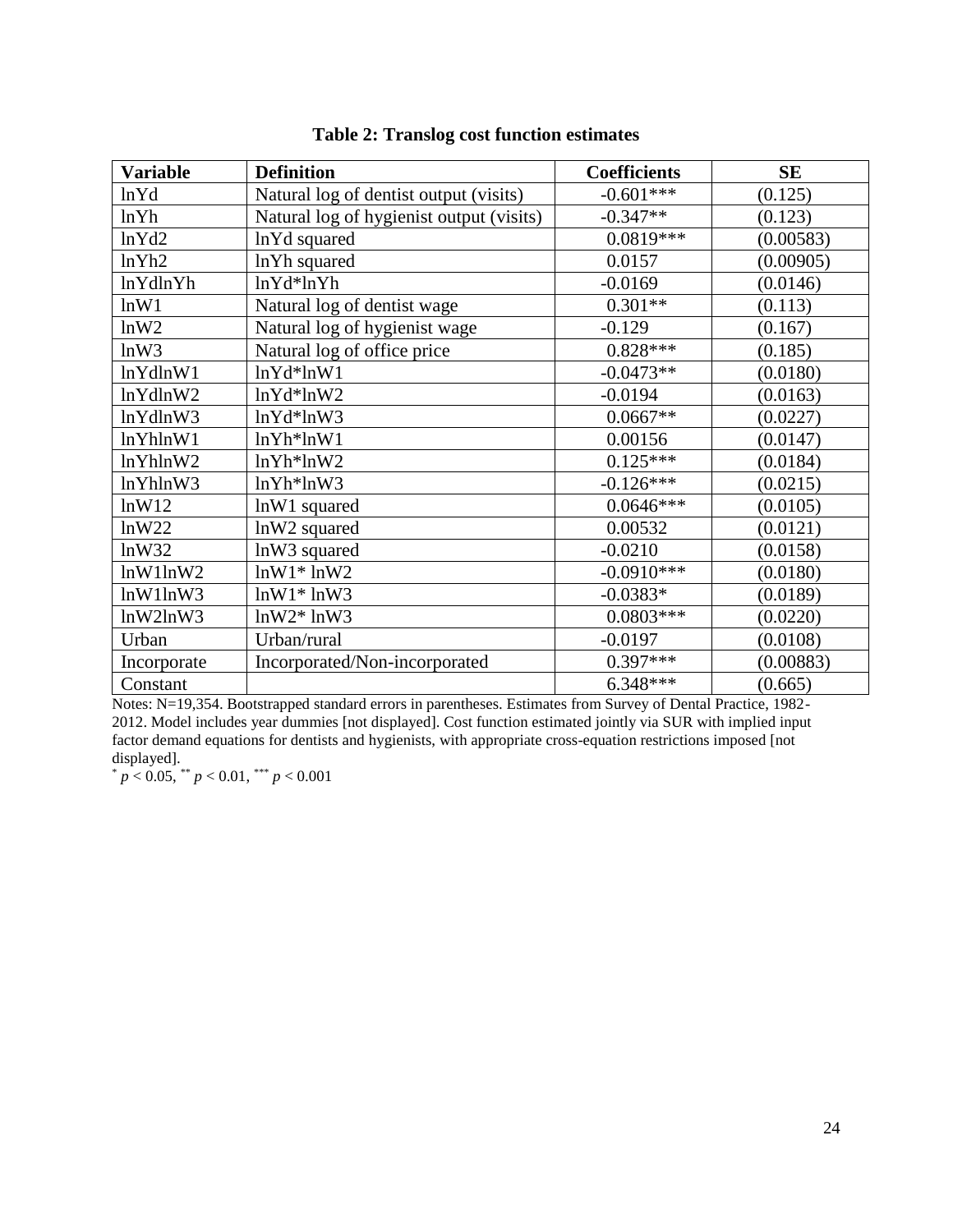**Table 2: Translog cost function estimates**

| Variable | Definition | Coefficients | SE |
|---|---|---|---|
| lnYd | Natural log of dentist output (visits) | -0.601*** | (0.125) |
| lnYh | Natural log of hygienist output (visits) | -0.347** | (0.123) |
| lnYd2 | lnYd squared | 0.0819*** | (0.00583) |
| lnYh2 | lnYh squared | 0.0157 | (0.00905) |
| lnYdlnYh | lnYd*lnYh | -0.0169 | (0.0146) |
| lnW1 | Natural log of dentist wage | 0.301** | (0.113) |
| lnW2 | Natural log of hygienist wage | -0.129 | (0.167) |
| lnW3 | Natural log of office price | 0.828*** | (0.185) |
| lnYdlnW1 | lnYd*lnW1 | -0.0473** | (0.0180) |
| lnYdlnW2 | lnYd*lnW2 | -0.0194 | (0.0163) |
| lnYdlnW3 | lnYd*lnW3 | 0.0667** | (0.0227) |
| lnYhlnW1 | lnYh*lnW1 | 0.00156 | (0.0147) |
| lnYhlnW2 | lnYh*lnW2 | 0.125*** | (0.0184) |
| lnYhlnW3 | lnYh*lnW3 | -0.126*** | (0.0215) |
| lnW12 | lnW1 squared | 0.0646*** | (0.0105) |
| lnW22 | lnW2 squared | 0.00532 | (0.0121) |
| lnW32 | lnW3 squared | -0.0210 | (0.0158) |
| lnW1lnW2 | lnW1* lnW2 | -0.0910*** | (0.0180) |
| lnW1lnW3 | lnW1* lnW3 | -0.0383* | (0.0189) |
| lnW2lnW3 | lnW2* lnW3 | 0.0803*** | (0.0220) |
| Urban | Urban/rural | -0.0197 | (0.0108) |
| Incorporate | Incorporated/Non-incorporated | 0.397*** | (0.00883) |
| Constant | | 6.348*** | (0.665) |

Notes: N=19,354. Bootstrapped standard errors in parentheses. Estimates from Survey of Dental Practice, 1982-2012. Model includes year dummies [not displayed]. Cost function estimated jointly via SUR with implied input factor demand equations for dentists and hygienists, with appropriate cross-equation restrictions imposed [not displayed].

* $p < 0.05$, ** $p < 0.01$, *** $p < 0.001$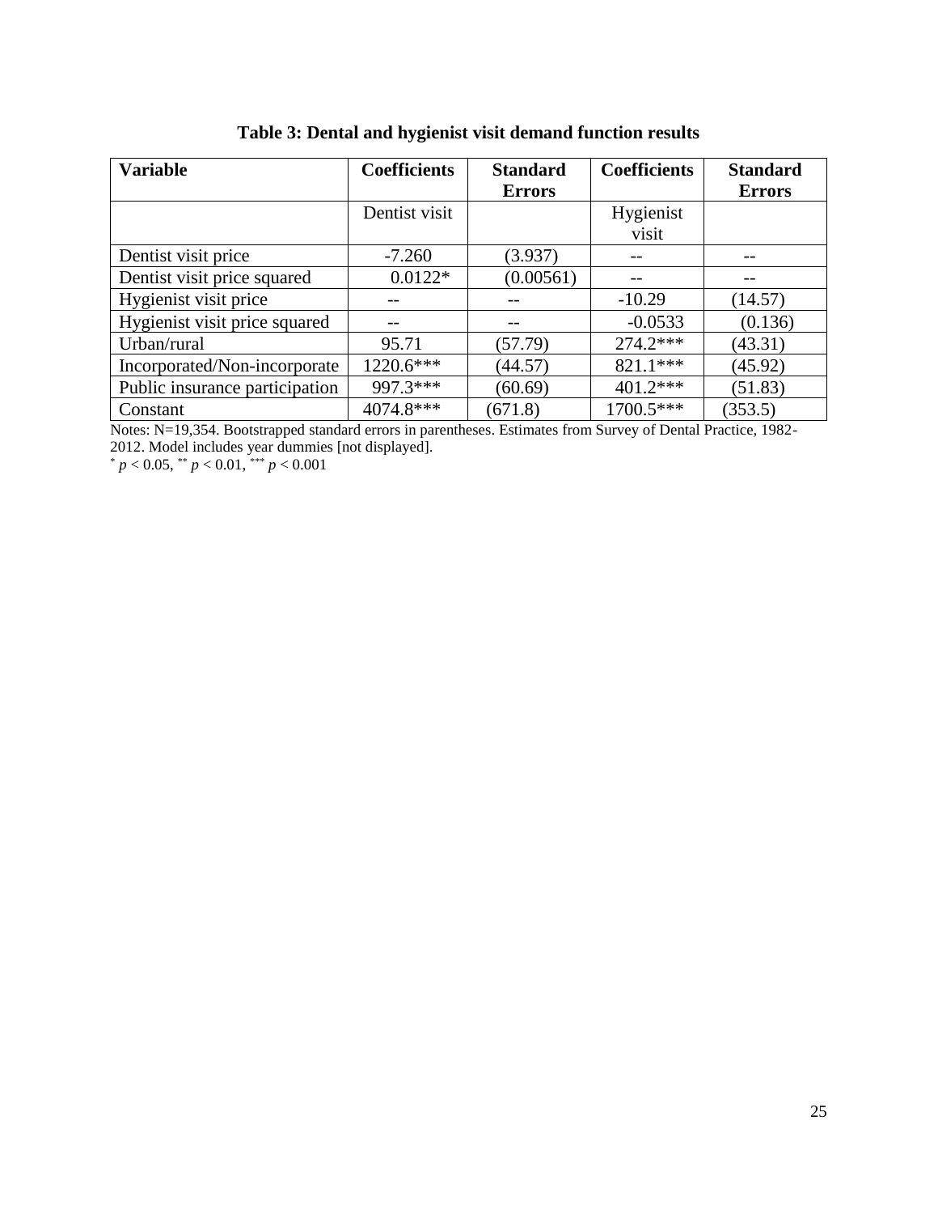**Table 3: Dental and hygienist visit demand function results**

| Variable | Coefficients | Standard Errors | Coefficients | Standard Errors |
|---|---|---|---|---|
| | Dentist visit | | Hygienist visit | |
| Dentist visit price | -7.260 | (3.937) | -- | -- |
| Dentist visit price squared | 0.0122* | (0.00561) | -- | -- |
| Hygienist visit price | -- | -- | -10.29 | (14.57) |
| Hygienist visit price squared | -- | -- | -0.0533 | (0.136) |
| Urban/rural | 95.71 | (57.79) | 274.2*** | (43.31) |
| Incorporated/Non-incorporate | 1220.6*** | (44.57) | 821.1*** | (45.92) |
| Public insurance participation | 997.3*** | (60.69) | 401.2*** | (51.83) |
| Constant | 4074.8*** | (671.8) | 1700.5*** | (353.5) |

Notes: N=19,354. Bootstrapped standard errors in parentheses. Estimates from Survey of Dental Practice, 1982-2012. Model includes year dummies [not displayed].

* $p < 0.05$, ** $p < 0.01$, *** $p < 0.001$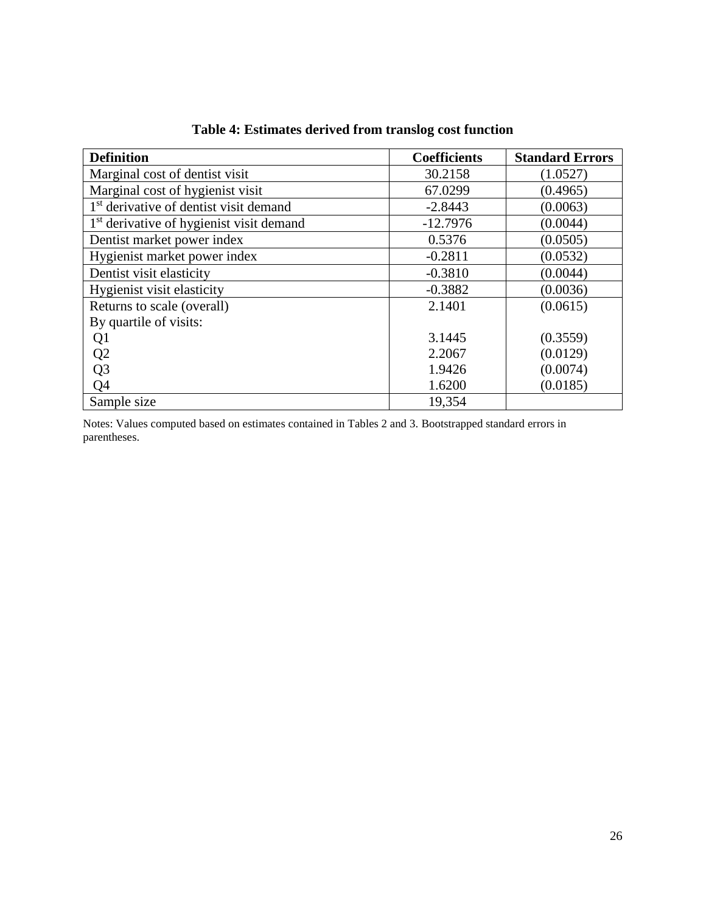**Table 4: Estimates derived from translog cost function**

| Definition | Coefficients | Standard Errors |
|---|---|---|
| Marginal cost of dentist visit | 30.2158 | (1.0527) |
| Marginal cost of hygienist visit | 67.0299 | (0.4965) |
| 1st derivative of dentist visit demand | -2.8443 | (0.0063) |
| 1st derivative of hygienist visit demand | -12.7976 | (0.0044) |
| Dentist market power index | 0.5376 | (0.0505) |
| Hygienist market power index | -0.2811 | (0.0532) |
| Dentist visit elasticity | -0.3810 | (0.0044) |
| Hygienist visit elasticity | -0.3882 | (0.0036) |
| Returns to scale (overall) | 2.1401 | (0.0615) |
| By quartile of visits: | | |
| Q1 | 3.1445 | (0.3559) |
| Q2 | 2.2067 | (0.0129) |
| Q3 | 1.9426 | (0.0074) |
| Q4 | 1.6200 | (0.0185) |
| Sample size | 19,354 | |

Notes: Values computed based on estimates contained in Tables 2 and 3. Bootstrapped standard errors in parentheses.